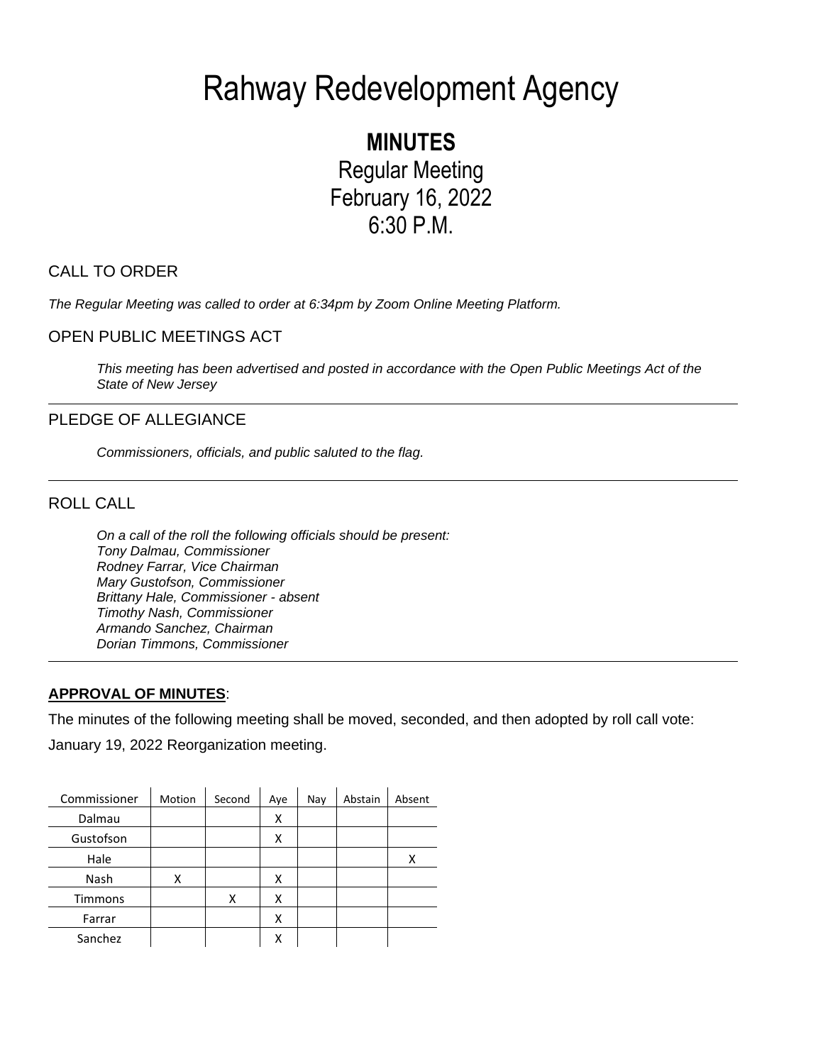# Rahway Redevelopment Agency

## MINUTES

Regular Meeting
February 16, 2022
6:30 P.M.

### CALL TO ORDER

*The Regular Meeting was called to order at 6:34pm by Zoom Online Meeting Platform.*

### OPEN PUBLIC MEETINGS ACT

*This meeting has been advertised and posted in accordance with the Open Public Meetings Act of the State of New Jersey*

---

### PLEDGE OF ALLEGIANCE

*Commissioners, officials, and public saluted to the flag.*

---

### ROLL CALL

*On a call of the roll the following officials should be present:*
*Tony Dalmau, Commissioner*
*Rodney Farrar, Vice Chairman*
*Mary Gustofson, Commissioner*
*Brittany Hale, Commissioner - absent*
*Timothy Nash, Commissioner*
*Armando Sanchez, Chairman*
*Dorian Timmons, Commissioner*

---

**APPROVAL OF MINUTES**:

The minutes of the following meeting shall be moved, seconded, and then adopted by roll call vote:

January 19, 2022 Reorganization meeting.

| Commissioner | Motion | Second | Aye | Nay | Abstain | Absent |
|---|---|---|---|---|---|---|
| Dalmau | | | X | | | |
| Gustofson | | | X | | | |
| Hale | | | | | | X |
| Nash | X | | X | | | |
| Timmons | | X | X | | | |
| Farrar | | | X | | | |
| Sanchez | | | X | | | |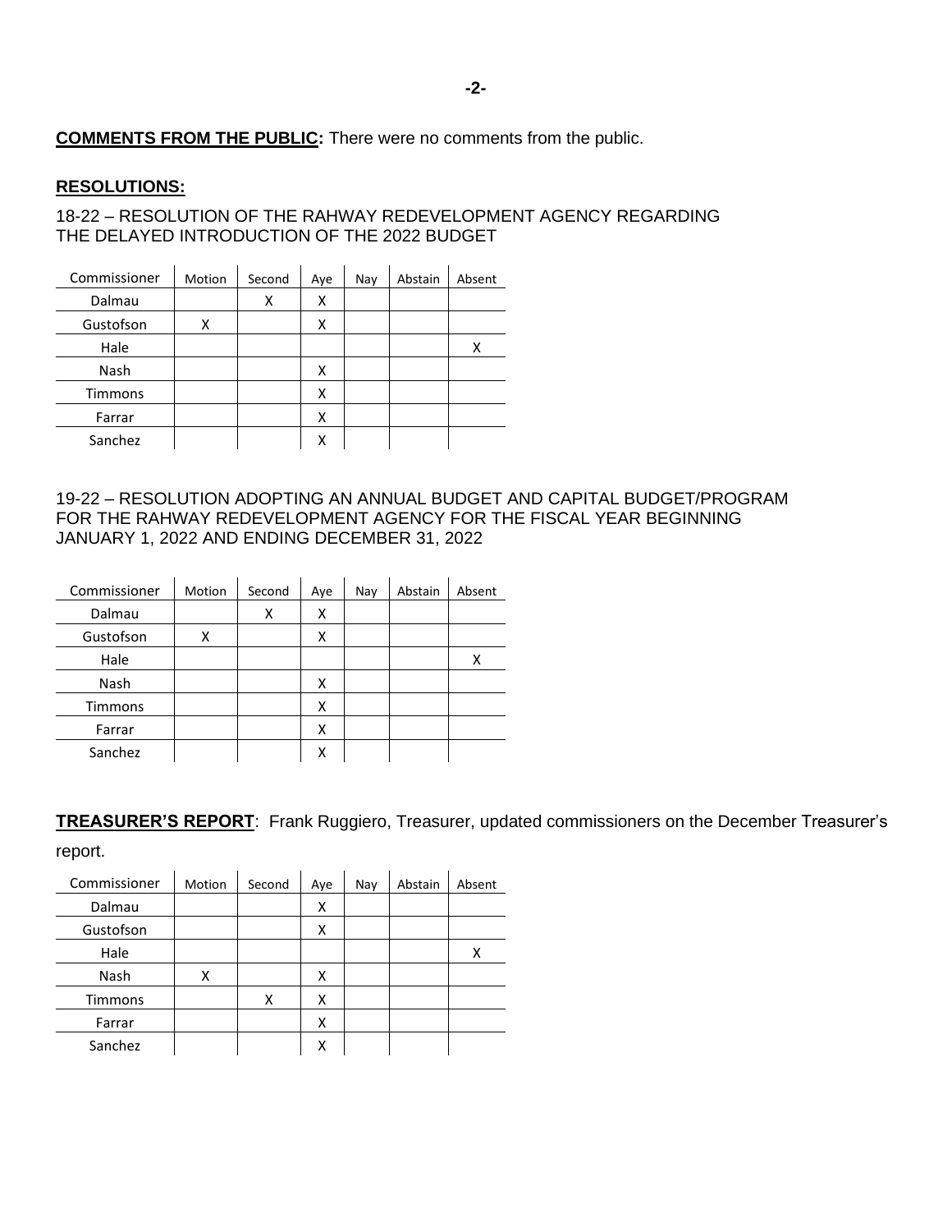**COMMENTS FROM THE PUBLIC:** There were no comments from the public.

**RESOLUTIONS:**

18-22 – RESOLUTION OF THE RAHWAY REDEVELOPMENT AGENCY REGARDING THE DELAYED INTRODUCTION OF THE 2022 BUDGET

| Commissioner | Motion | Second | Aye | Nay | Abstain | Absent |
|---|---|---|---|---|---|---|
| Dalmau | | X | X | | | |
| Gustofson | X | | X | | | |
| Hale | | | | | | X |
| Nash | | | X | | | |
| Timmons | | | X | | | |
| Farrar | | | X | | | |
| Sanchez | | | X | | | |

19-22 – RESOLUTION ADOPTING AN ANNUAL BUDGET AND CAPITAL BUDGET/PROGRAM FOR THE RAHWAY REDEVELOPMENT AGENCY FOR THE FISCAL YEAR BEGINNING JANUARY 1, 2022 AND ENDING DECEMBER 31, 2022

| Commissioner | Motion | Second | Aye | Nay | Abstain | Absent |
|---|---|---|---|---|---|---|
| Dalmau | | X | X | | | |
| Gustofson | X | | X | | | |
| Hale | | | | | | X |
| Nash | | | X | | | |
| Timmons | | | X | | | |
| Farrar | | | X | | | |
| Sanchez | | | X | | | |

**TREASURER'S REPORT**: Frank Ruggiero, Treasurer, updated commissioners on the December Treasurer's report.

| Commissioner | Motion | Second | Aye | Nay | Abstain | Absent |
|---|---|---|---|---|---|---|
| Dalmau | | | X | | | |
| Gustofson | | | X | | | |
| Hale | | | | | | X |
| Nash | X | | X | | | |
| Timmons | | X | X | | | |
| Farrar | | | X | | | |
| Sanchez | | | X | | | |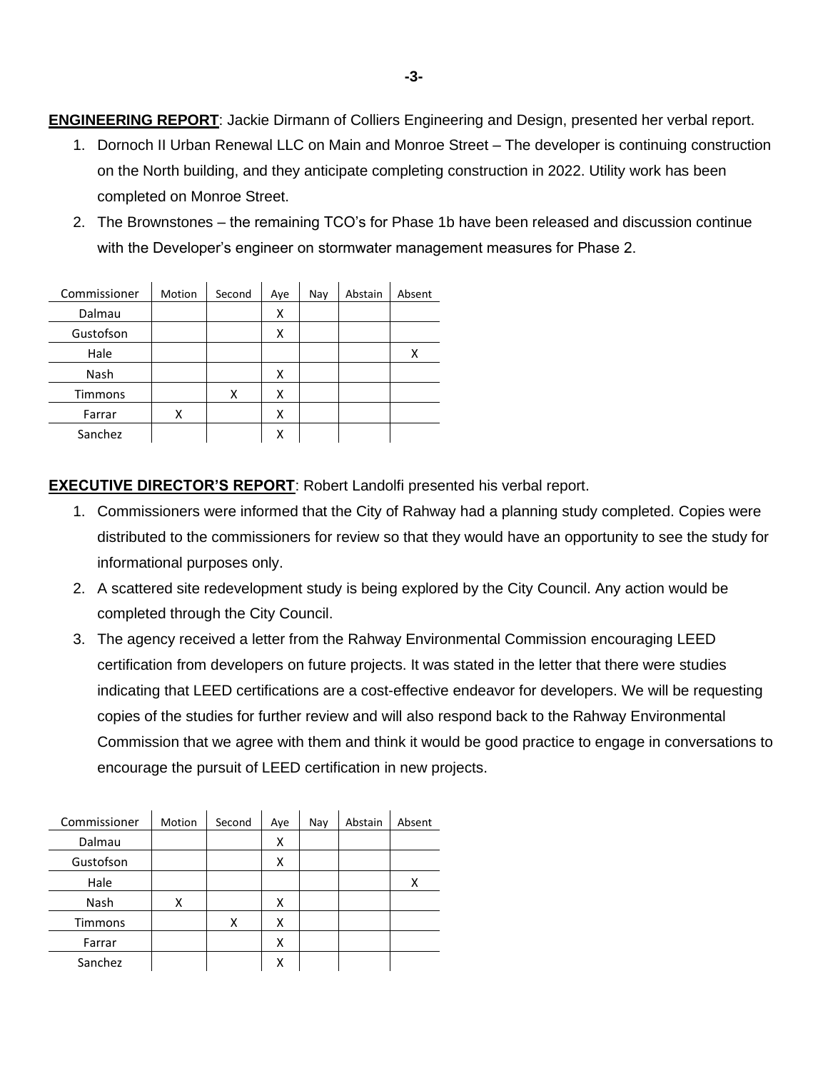**ENGINEERING REPORT**: Jackie Dirmann of Colliers Engineering and Design, presented her verbal report.

1. Dornoch II Urban Renewal LLC on Main and Monroe Street – The developer is continuing construction on the North building, and they anticipate completing construction in 2022. Utility work has been completed on Monroe Street.
2. The Brownstones – the remaining TCO's for Phase 1b have been released and discussion continue with the Developer's engineer on stormwater management measures for Phase 2.

| Commissioner | Motion | Second | Aye | Nay | Abstain | Absent |
|---|---|---|---|---|---|---|
| Dalmau | | | X | | | |
| Gustofson | | | X | | | |
| Hale | | | | | | X |
| Nash | | | X | | | |
| Timmons | | X | X | | | |
| Farrar | X | | X | | | |
| Sanchez | | | X | | | |

**EXECUTIVE DIRECTOR'S REPORT**: Robert Landolfi presented his verbal report.

1. Commissioners were informed that the City of Rahway had a planning study completed. Copies were distributed to the commissioners for review so that they would have an opportunity to see the study for informational purposes only.
2. A scattered site redevelopment study is being explored by the City Council. Any action would be completed through the City Council.
3. The agency received a letter from the Rahway Environmental Commission encouraging LEED certification from developers on future projects. It was stated in the letter that there were studies indicating that LEED certifications are a cost-effective endeavor for developers. We will be requesting copies of the studies for further review and will also respond back to the Rahway Environmental Commission that we agree with them and think it would be good practice to engage in conversations to encourage the pursuit of LEED certification in new projects.

| Commissioner | Motion | Second | Aye | Nay | Abstain | Absent |
|---|---|---|---|---|---|---|
| Dalmau | | | X | | | |
| Gustofson | | | X | | | |
| Hale | | | | | | X |
| Nash | X | | X | | | |
| Timmons | | X | X | | | |
| Farrar | | | X | | | |
| Sanchez | | | X | | | |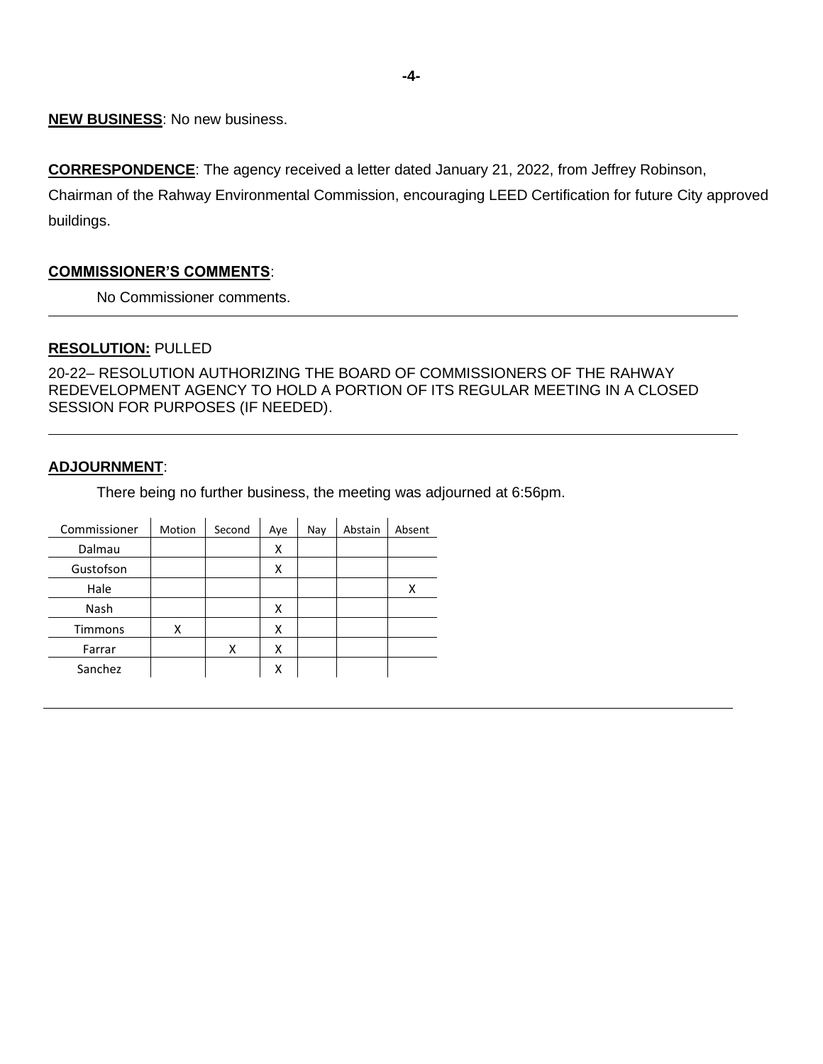**NEW BUSINESS**: No new business.

**CORRESPONDENCE**: The agency received a letter dated January 21, 2022, from Jeffrey Robinson, Chairman of the Rahway Environmental Commission, encouraging LEED Certification for future City approved buildings.

**COMMISSIONER'S COMMENTS**:

No Commissioner comments.

---

**RESOLUTION:** PULLED

20-22– RESOLUTION AUTHORIZING THE BOARD OF COMMISSIONERS OF THE RAHWAY REDEVELOPMENT AGENCY TO HOLD A PORTION OF ITS REGULAR MEETING IN A CLOSED SESSION FOR PURPOSES (IF NEEDED).

---

**ADJOURNMENT**:

There being no further business, the meeting was adjourned at 6:56pm.

| Commissioner | Motion | Second | Aye | Nay | Abstain | Absent |
|---|---|---|---|---|---|---|
| Dalmau | | | X | | | |
| Gustofson | | | X | | | |
| Hale | | | | | | X |
| Nash | | | X | | | |
| Timmons | X | | X | | | |
| Farrar | | X | X | | | |
| Sanchez | | | X | | | |

---